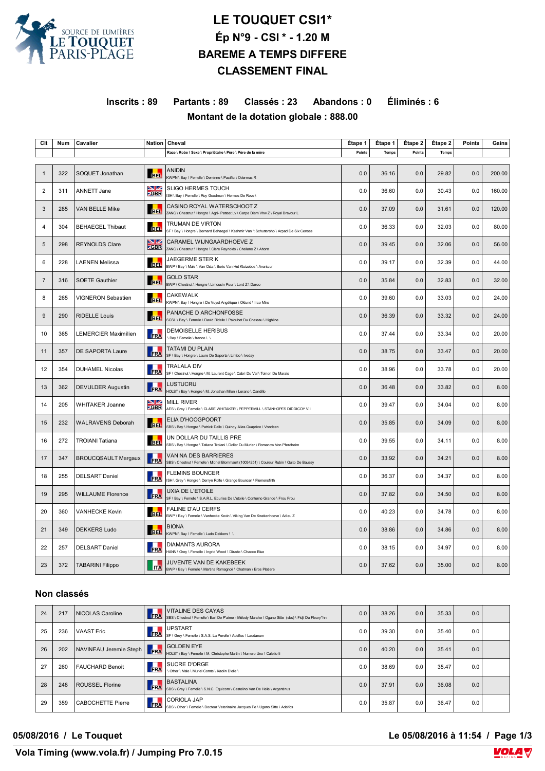# LE TOUQUET CSI1*

## Ép N°9 - CSI * - 1.20 M

## BAREME A TEMPS DIFFERE

## CLASSEMENT FINAL

**Inscrits : 89 Partants : 89 Classés : 23 Abandons : 0 Éliminés : 6**

**Montant de la dotation globale : 888.00**

| Clt | Num | Cavalier | Nation | Cheval<br>Race \ Robe \ Sexe \ Propriétaire \ Père \ Père de la mère | Étape 1<br>Points | Étape 1<br>Temps | Étape 2<br>Points | Étape 2<br>Temps | Points | Gains |
|---|---|---|---|---|---|---|---|---|---|---|
| 1 | 322 | SOQUET Jonathan | BEL | ANIDIN<br>KWPN \ Bay \ Femelle \ Deminne \ Pacific \ Odermus R | 0.0 | 36.16 | 0.0 | 29.82 | 0.0 | 200.00 |
| 2 | 311 | ANNETT Jane | GBR | SLIGO HERMES TOUCH<br>ISH \ Bay \ Femelle \ Roy Goodman \ Hermes De Reve \ | 0.0 | 36.60 | 0.0 | 30.43 | 0.0 | 160.00 |
| 3 | 285 | VAN BELLE Mike | BEL | CASINO ROYAL WATERSCHOOT Z<br>ZANG \ Chestnut \ Hongre \ Agri- Patteet Lv \ Carpe Diem Vhw Z \ Royal Bravour L | 0.0 | 37.09 | 0.0 | 31.61 | 0.0 | 120.00 |
| 4 | 304 | BEHAEGEL Thibaut | BEL | TRUMAN DE VIRTON<br>SF \ Bay \ Hongre \ Bernard Behaegel \ Kashmir Van 't Schuttersho \ Arpad De Six Censes | 0.0 | 36.33 | 0.0 | 32.03 | 0.0 | 80.00 |
| 5 | 298 | REYNOLDS Clare | GBR | CARAMEL WIJNGAARDHOEVE Z<br>ZANG \ Chestnut \ Hongre \ Clare Reynolds \ Chellano Z \ Ahorn | 0.0 | 39.45 | 0.0 | 32.06 | 0.0 | 56.00 |
| 6 | 228 | LAENEN Melissa | BEL | JAEGERMEISTER K<br>BWP \ Bay \ Male \ Van Osta \ Boris Van Het Kluizebos \ Avontuur | 0.0 | 39.17 | 0.0 | 32.39 | 0.0 | 44.00 |
| 7 | 316 | SOETE Gauthier | BEL | GOLD STAR<br>BWP \ Chestnut \ Hongre \ Limousin Puur \ Lord Z \ Darco | 0.0 | 35.84 | 0.0 | 32.83 | 0.0 | 32.00 |
| 8 | 265 | VIGNERON Sebastien | BEL | CAKEWALK<br>KWPN \ Bay \ Hongre \ De Vuyst Angélique \ Oklund \ Irco Miro | 0.0 | 39.60 | 0.0 | 33.03 | 0.0 | 24.00 |
| 9 | 290 | RIDELLE Louis | BEL | PANACHE D ARCHONFOSSE<br>SCSL \ Bay \ Femelle \ David Ridelle \ Paloubet Du Chateau \ Highline | 0.0 | 36.39 | 0.0 | 33.32 | 0.0 | 24.00 |
| 10 | 365 | LEMERCIER Maximilien | FRA | DEMOISELLE HERIBUS<br>\ Bay \ Femelle \ france \ \ | 0.0 | 37.44 | 0.0 | 33.34 | 0.0 | 20.00 |
| 11 | 357 | DE SAPORTA Laure | FRA | TATAMI DU PLAIN<br>SF \ Bay \ Hongre \ Laure De Saporta \ Limbo \ Iveday | 0.0 | 38.75 | 0.0 | 33.47 | 0.0 | 20.00 |
| 12 | 354 | DUHAMEL Nicolas | FRA | TRALALA DIV<br>SF \ Chestnut \ Hongre \ M. Laurent Cage \ Cabri Du Val \ Toinon Du Marais | 0.0 | 38.96 | 0.0 | 33.78 | 0.0 | 20.00 |
| 13 | 362 | DEVULDER Augustin | FRA | LUSTUCRU<br>HOLST \ Bay \ Hongre \ M. Jonathan Milon \ Lerano \ Candillo | 0.0 | 36.48 | 0.0 | 33.82 | 0.0 | 8.00 |
| 14 | 205 | WHITAKER Joanne | GBR | MILL RIVER<br>AES \ Grey \ Femelle \ CLARE WHITAKER \ PEPPERMILL \ STANHOPES DIDDICOY VII | 0.0 | 39.47 | 0.0 | 34.04 | 0.0 | 8.00 |
| 15 | 232 | WALRAVENS Deborah | BEL | ELIA D'HOOGPOORT<br>SBS \ Bay \ Hongre \ Patrick Dalle \ Quincy Alias Quaprice \ Vondeen | 0.0 | 35.85 | 0.0 | 34.09 | 0.0 | 8.00 |
| 16 | 272 | TROIANI Tatiana | BEL | UN DOLLAR DU TAILLIS PRE<br>SBS \ Bay \ Hongre \ Tatiana Troiani \ Dollar Du Murier \ Romanow Von Pferdheim | 0.0 | 39.55 | 0.0 | 34.11 | 0.0 | 8.00 |
| 17 | 347 | BROUCQSAULT Margaux | FRA | VANINA DES BARRIERES<br>SBS \ Chestnut \ Femelle \ Michel Blommaert (10034251) \ Couleur Rubin \ Quito De Baussy | 0.0 | 33.92 | 0.0 | 34.21 | 0.0 | 8.00 |
| 18 | 255 | DELSART Daniel | FRA | FLEMINS BOUNCER<br>ISH \ Grey \ Hongre \ Derryn Rolfe \ Grange Bouncer \ Flemensfirth | 0.0 | 36.37 | 0.0 | 34.37 | 0.0 | 8.00 |
| 19 | 295 | WILLAUME Florence | FRA | UXIA DE L'ETOILE<br>SF \ Bay \ Femelle \ S.A.R.L. Ecuries De L'etoile \ Conterno Grande \ Frou Frou | 0.0 | 37.82 | 0.0 | 34.50 | 0.0 | 8.00 |
| 20 | 360 | VANHECKE Kevin | BEL | FALINE D'AU CERFS<br>BWP \ Bay \ Femelle \ Vanhecke Kevin \ Viking Van De Kwekenhoeve \ Adieu Z | 0.0 | 40.23 | 0.0 | 34.78 | 0.0 | 8.00 |
| 21 | 349 | DEKKERS Ludo | BEL | BIONA<br>KWPN \ Bay \ Femelle \ Ludo Dekkers \ \ | 0.0 | 38.86 | 0.0 | 34.86 | 0.0 | 8.00 |
| 22 | 257 | DELSART Daniel | FRA | DIAMANTS AURORA<br>HANN \ Grey \ Femelle \ Ingrid Wood \ Dirado \ Chacco Blue | 0.0 | 38.15 | 0.0 | 34.97 | 0.0 | 8.00 |
| 23 | 372 | TABARINI Filippo | ITA | JUVENTE VAN DE KAKEBEEK<br>BWP \ Bay \ Femelle \ Martina Romagnoli \ Chatman \ Eros Platiere | 0.0 | 37.62 | 0.0 | 35.00 | 0.0 | 8.00 |

### Non classés

| Clt | Num | Cavalier | Nation | Cheval | Étape 1 Points | Étape 1 Temps | Étape 2 Points | Étape 2 Temps | Points | Gains |
|---|---|---|---|---|---|---|---|---|---|---|
| 24 | 217 | NICOLAS Caroline | FRA | VITALINE DES CAYAS<br>SBS \ Chestnut \ Femelle \ Earl De P'aime - Mélody Marche \ Ogano Sitte (sbs) \ Fidji Du Fleury*hn | 0.0 | 38.26 | 0.0 | 35.33 | 0.0 | |
| 25 | 236 | VAAST Eric | FRA | UPSTART<br>SF \ Grey \ Femelle \ S.A.S. La Perelle \ Adelfos \ Laudanum | 0.0 | 39.30 | 0.0 | 35.40 | 0.0 | |
| 26 | 202 | NAVINEAU Jeremie Steph | FRA | GOLDEN EYE<br>HOLST \ Bay \ Femelle \ M. Christophe Martin \ Numero Uno \ Caletto Ii | 0.0 | 40.20 | 0.0 | 35.41 | 0.0 | |
| 27 | 260 | FAUCHARD Benoit | FRA | SUCRE D'ORGE<br>\ Other \ Male \ Muriel Comte \ Kaolin D'elle \ | 0.0 | 38.69 | 0.0 | 35.47 | 0.0 | |
| 28 | 248 | ROUSSEL Florine | FRA | BASTALINA<br>SBS \ Grey \ Femelle \ S.N.C. Equicom \ Castelino Van De Helle \ Argentinus | 0.0 | 37.91 | 0.0 | 36.08 | 0.0 | |
| 29 | 359 | CABOCHETTE Pierre | FRA | CORIOLA JAP<br>SBS \ Other \ Femelle \ Docteur Veterinaire Jacques Pe \ Ugano Sitte \ Adelfos | 0.0 | 35.87 | 0.0 | 36.47 | 0.0 | |

**05/08/2016 / Le Touquet** **Le 05/08/2016 à 11:54**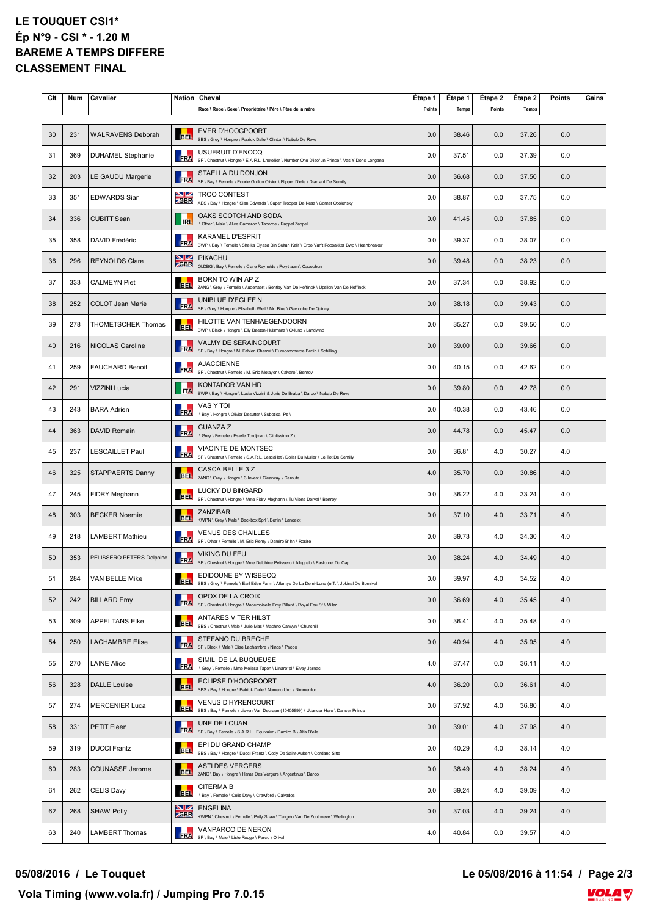# LE TOUQUET CSI1*
## Ép N°9 - CSI * - 1.20 M
## BAREME A TEMPS DIFFERE
## CLASSEMENT FINAL

| Clt | Num | Cavalier | Nation | Cheval | Étape 1 | Étape 1 | Étape 2 | Étape 2 | Points | Gains |
|---|---|---|---|---|---|---|---|---|---|---|
| | | | | Race \ Robe \ Sexe \ Propriétaire \ Père \ Père de la mère | Points | Temps | Points | Temps | | |
| 30 | 231 | WALRAVENS Deborah | BEL | EVER D'HOOGPOORT<br>SBS \ Grey \ Hongre \ Patrick Dalle \ Clinton \ Nabab De Reve | 0.0 | 38.46 | 0.0 | 37.26 | 0.0 | |
| 31 | 369 | DUHAMEL Stephanie | FRA | USUFRUIT D'ENOCQ<br>SF \ Chestnut \ Hongre \ E.A.R.L. Lhotellier \ Number One D'Iso*un Prince \ Vas Y Donc Longane | 0.0 | 37.51 | 0.0 | 37.39 | 0.0 | |
| 32 | 203 | LE GAUDU Margerie | FRA | STAELLA DU DONJON<br>SF \ Bay \ Femelle \ Ecurie Guillon Olivier \ Flipper D'elle \ Diamant De Semilly | 0.0 | 36.68 | 0.0 | 37.50 | 0.0 | |
| 33 | 351 | EDWARDS Sian | GBR | TROO CONTEST<br>AES \ Bay \ Hongre \ Sian Edwards \ Super Trooper De Ness \ Cornet Obolensky | 0.0 | 38.87 | 0.0 | 37.75 | 0.0 | |
| 34 | 336 | CUBITT Sean | IRL | OAKS SCOTCH AND SODA<br>\ Other \ Male \ Alice Cameron \ Tacorde \ Rappel Zappel | 0.0 | 41.45 | 0.0 | 37.85 | 0.0 | |
| 35 | 358 | DAVID Frédéric | FRA | KARAMEL D'ESPRIT<br>BWP \ Bay \ Femelle \ Sheika Elyasa Bin Sultan Kalif \ Erco Van't Roosakker Bwp \ Heartbreaker | 0.0 | 39.37 | 0.0 | 38.07 | 0.0 | |
| 36 | 296 | REYNOLDS Clare | GBR | PIKACHU<br>OLDBG \ Bay \ Femelle \ Clare Reynolds \ Polytraum \ Cabochon | 0.0 | 39.48 | 0.0 | 38.23 | 0.0 | |
| 37 | 333 | CALMEYN Piet | BEL | BORN TO WIN AP Z<br>ZANG \ Grey \ Femelle \ Audenaert \ Bentley Van De Heffinck \ Upsilon Van De Heffinck | 0.0 | 37.34 | 0.0 | 38.92 | 0.0 | |
| 38 | 252 | COLOT Jean Marie | FRA | UNIBLUE D'EGLEFIN<br>SF \ Grey \ Hongre \ Elisabeth Weil \ Mr. Blue \ Gavroche De Quincy | 0.0 | 38.18 | 0.0 | 39.43 | 0.0 | |
| 39 | 278 | THOMETSCHEK Thomas | BEL | HILOTTE VAN TENHAEGENDOORN<br>BWP \ Black \ Hongre \ Elly Baeten-Hulsmans \ Oklund \ Landwind | 0.0 | 35.27 | 0.0 | 39.50 | 0.0 | |
| 40 | 216 | NICOLAS Caroline | FRA | VALMY DE SERAINCOURT<br>SF \ Bay \ Hongre \ M. Fabien Charrot \ Eurocommerce Berlin \ Schilling | 0.0 | 39.00 | 0.0 | 39.66 | 0.0 | |
| 41 | 259 | FAUCHARD Benoit | FRA | AJACCIENNE<br>SF \ Chestnut \ Femelle \ M. Eric Metayer \ Calvaro \ Benroy | 0.0 | 40.15 | 0.0 | 42.62 | 0.0 | |
| 42 | 291 | VIZZINI Lucia | ITA | KONTADOR VAN HD<br>BWP \ Bay \ Hongre \ Lucia Vizzini & Joris De Braba \ Darco \ Nabab De Reve | 0.0 | 39.80 | 0.0 | 42.78 | 0.0 | |
| 43 | 243 | BARA Adrien | FRA | VAS Y TOI<br>\ Bay \ Hongre \ Olivier Desutter \ Subotica Ps \ | 0.0 | 40.38 | 0.0 | 43.46 | 0.0 | |
| 44 | 363 | DAVID Romain | FRA | CUANZA Z<br>\ Grey \ Femelle \ Estelle Tordjman \ Clintissimo Z \ | 0.0 | 44.78 | 0.0 | 45.47 | 0.0 | |
| 45 | 237 | LESCAILLET Paul | FRA | VIACINTE DE MONTSEC<br>SF \ Chestnut \ Femelle \ S.A.R.L. Lescaillet \ Dollar Du Murier \ Le Tot De Semilly | 0.0 | 36.81 | 4.0 | 30.27 | 4.0 | |
| 46 | 325 | STAPPAERTS Danny | BEL | CASCA BELLE 3 Z<br>ZANG \ Grey \ Hongre \ 3 Invest \ Clearway \ Carnute | 4.0 | 35.70 | 0.0 | 30.86 | 4.0 | |
| 47 | 245 | FIDRY Meghann | BEL | LUCKY DU BINGARD<br>SF \ Chestnut \ Hongre \ Mme Fidry Meghann \ Tu Viens Dorval \ Benroy | 0.0 | 36.22 | 4.0 | 33.24 | 4.0 | |
| 48 | 303 | BECKER Noemie | BEL | ZANZIBAR<br>KWPN \ Grey \ Male \ Beckbox Sprl \ Berlin \ Lancelot | 0.0 | 37.10 | 4.0 | 33.71 | 4.0 | |
| 49 | 218 | LAMBERT Mathieu | FRA | VENUS DES CHAILLES<br>SF \ Other \ Femelle \ M. Eric Remy \ Damiro B*hn \ Rosire | 0.0 | 39.73 | 4.0 | 34.30 | 4.0 | |
| 50 | 353 | PELISSERO PETERS Delphine | FRA | VIKING DU FEU<br>SF \ Chestnut \ Hongre \ Mme Delphine Pelissero \ Allegreto \ Fastourel Du Cap | 0.0 | 38.24 | 4.0 | 34.49 | 4.0 | |
| 51 | 284 | VAN BELLE Mike | BEL | EDIDOUNE BY WISBECQ<br>SBS \ Grey \ Femelle \ Earl Eden Farm \ Atlantys De La Demi-Lune (e.T. \ Jokinal De Bornival | 0.0 | 39.97 | 4.0 | 34.52 | 4.0 | |
| 52 | 242 | BILLARD Emy | FRA | OPOX DE LA CROIX<br>SF \ Chestnut \ Hongre \ Mademoiselle Emy Billard \ Royal Feu Sf \ Millar | 0.0 | 36.69 | 4.0 | 35.45 | 4.0 | |
| 53 | 309 | APPELTANS Elke | BEL | ANTARES V TER HILST<br>SBS \ Chestnut \ Male \ Julie Mas \ Machno Carwyn \ Churchill | 0.0 | 36.41 | 4.0 | 35.48 | 4.0 | |
| 54 | 250 | LACHAMBRE Elise | FRA | STEFANO DU BRECHE<br>SF \ Black \ Male \ Elise Lachambre \ Ninos \ Pacco | 0.0 | 40.94 | 4.0 | 35.95 | 4.0 | |
| 55 | 270 | LAINE Alice | FRA | SIMILI DE LA BUQUEUSE<br>\ Grey \ Femelle \ Mme Melissa Tapon \ Linaro*sl \ Elvey Jarnac | 4.0 | 37.47 | 0.0 | 36.11 | 4.0 | |
| 56 | 328 | DALLE Louise | BEL | ECLIPSE D'HOOGPOORT<br>SBS \ Bay \ Hongre \ Patrick Dalle \ Numero Uno \ Nimmerdor | 4.0 | 36.20 | 0.0 | 36.61 | 4.0 | |
| 57 | 274 | MERCENIER Luca | BEL | VENUS D'HYRENCOURT<br>SBS \ Bay \ Femelle \ Lieven Van Decraen (10405899) \ Udancer Hero \ Dancer Prince | 0.0 | 37.92 | 4.0 | 36.80 | 4.0 | |
| 58 | 331 | PETIT Eleen | FRA | UNE DE LOUAN<br>SF \ Bay \ Femelle \ S.A.R.L. Equivalor \ Damiro B \ Alfa D'elle | 0.0 | 39.01 | 4.0 | 37.98 | 4.0 | |
| 59 | 319 | DUCCI Frantz | BEL | EPI DU GRAND CHAMP<br>SBS \ Bay \ Hongre \ Ducci Frantz \ Qody De Saint-Aubert \ Cordano Sitte | 0.0 | 40.29 | 4.0 | 38.14 | 4.0 | |
| 60 | 283 | COUNASSE Jerome | BEL | ASTI DES VERGERS<br>ZANG \ Bay \ Hongre \ Haras Des Vergers \ Argentinus \ Darco | 0.0 | 38.49 | 4.0 | 38.24 | 4.0 | |
| 61 | 262 | CELIS Davy | BEL | CITERMA B<br>\ Bay \ Femelle \ Celis Davy \ Crawford \ Calvados | 0.0 | 39.24 | 4.0 | 39.09 | 4.0 | |
| 62 | 268 | SHAW Polly | GBR | ENGELINA<br>KWPN \ Chestnut \ Femelle \ Polly Shaw \ Tangelo Van De Zuuthoeve \ Wellington | 0.0 | 37.03 | 4.0 | 39.24 | 4.0 | |
| 63 | 240 | LAMBERT Thomas | FRA | VANPARCO DE NERON<br>SF \ Bay \ Male \ Liste Rouge \ Parco \ Orival | 4.0 | 40.84 | 0.0 | 39.57 | 4.0 | |

05/08/2016 / Le Touquet

Vola Timing (www.vola.fr) / Jumping Pro 7.0.15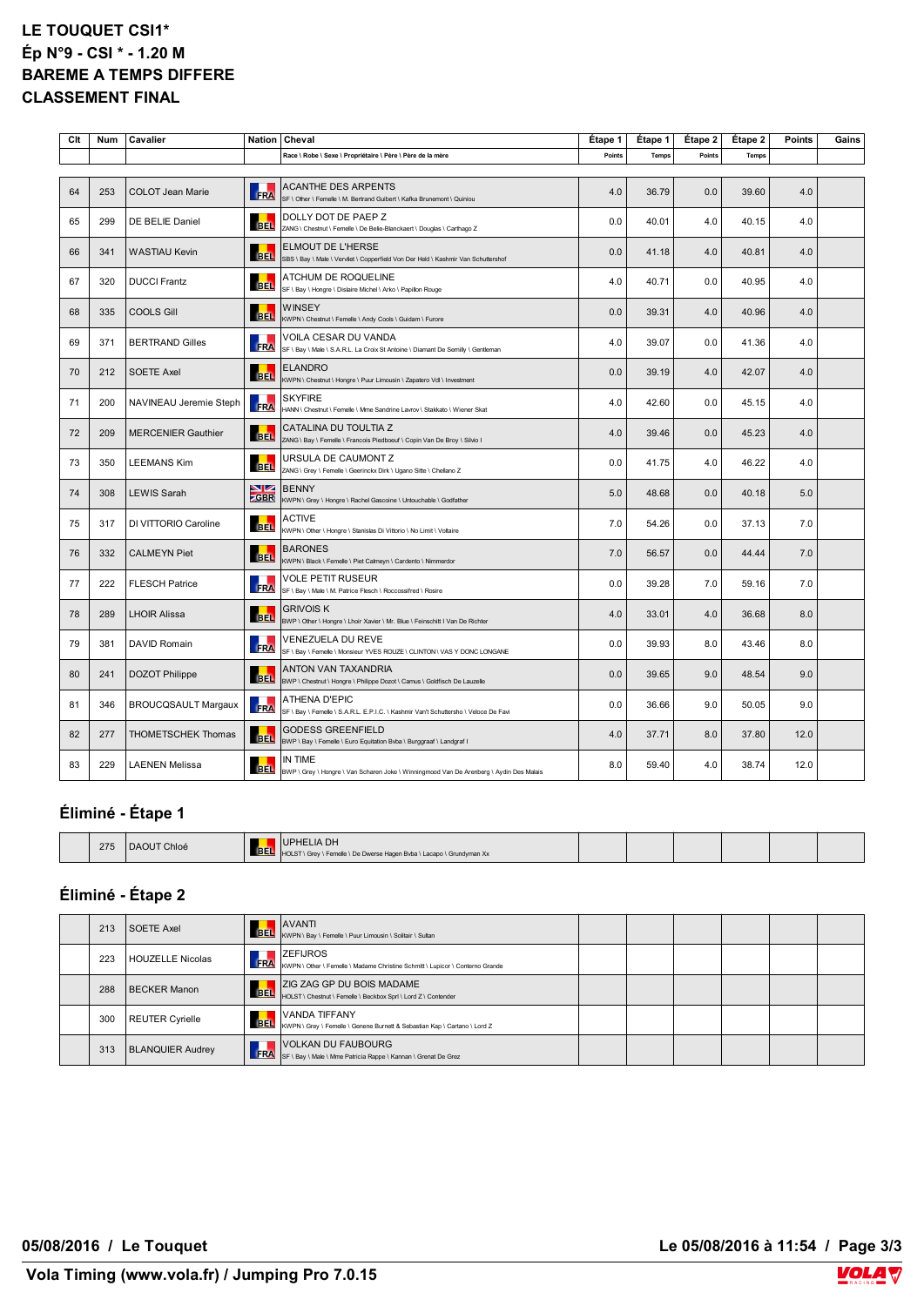# LE TOUQUET CSI1*
# Ép N°9 - CSI * - 1.20 M
# BAREME A TEMPS DIFFERE
# CLASSEMENT FINAL

| Clt | Num | Cavalier | Nation | Cheval | Étape 1 | Étape 1 | Étape 2 | Étape 2 | Points | Gains |
|---|---|---|---|---|---|---|---|---|---|---|
| | | | | Race \ Robe \ Sexe \ Propriétaire \ Père \ Père de la mère | Points | Temps | Points | Temps | | |
| 64 | 253 | COLOT Jean Marie | FRA | ACANTHE DES ARPENTS<br>SF \ Other \ Femelle \ M. Bertrand Guibert \ Kafka Brunemont \ Quiniou | 4.0 | 36.79 | 0.0 | 39.60 | 4.0 | |
| 65 | 299 | DE BELIE Daniel | BEL | DOLLY DOT DE PAEP Z<br>ZANG \ Chestnut \ Femelle \ De Belie-Blanckaert \ Douglas \ Carthago Z | 0.0 | 40.01 | 4.0 | 40.15 | 4.0 | |
| 66 | 341 | WASTIAU Kevin | BEL | ELMOUT DE L'HERSE<br>SBS \ Bay \ Male \ Vervliet \ Copperfield Von Der Held \ Kashmir Van Schuttershof | 0.0 | 41.18 | 4.0 | 40.81 | 4.0 | |
| 67 | 320 | DUCCI Frantz | BEL | ATCHUM DE ROQUELINE<br>SF \ Bay \ Hongre \ Dislaire Michel \ Arko \ Papillon Rouge | 4.0 | 40.71 | 0.0 | 40.95 | 4.0 | |
| 68 | 335 | COOLS Gill | BEL | WINSEY<br>KWPN \ Chestnut \ Femelle \ Andy Cools \ Guidam \ Furore | 0.0 | 39.31 | 4.0 | 40.96 | 4.0 | |
| 69 | 371 | BERTRAND Gilles | FRA | VOILA CESAR DU VANDA<br>SF \ Bay \ Male \ S.A.R.L. La Croix St Antoine \ Diamant De Semilly \ Gentleman | 4.0 | 39.07 | 0.0 | 41.36 | 4.0 | |
| 70 | 212 | SOETE Axel | BEL | ELANDRO<br>KWPN \ Chestnut \ Hongre \ Puur Limousin \ Zapatero Vdl \ Investment | 0.0 | 39.19 | 4.0 | 42.07 | 4.0 | |
| 71 | 200 | NAVINEAU Jeremie Steph | FRA | SKYFIRE<br>HANN \ Chestnut \ Femelle \ Mme Sandrine Lavrov \ Stakkato \ Wiener Skat | 4.0 | 42.60 | 0.0 | 45.15 | 4.0 | |
| 72 | 209 | MERCENIER Gauthier | BEL | CATALINA DU TOULTIA Z<br>ZANG \ Bay \ Femelle \ Francois Piedboeuf \ Copin Van De Broy \ Silvio I | 4.0 | 39.46 | 0.0 | 45.23 | 4.0 | |
| 73 | 350 | LEEMANS Kim | BEL | URSULA DE CAUMONT Z<br>ZANG \ Grey \ Femelle \ Geerinckx Dirk \ Ugano Sitte \ Chellano Z | 0.0 | 41.75 | 4.0 | 46.22 | 4.0 | |
| 74 | 308 | LEWIS Sarah | GBR | BENNY<br>KWPN \ Grey \ Hongre \ Rachel Gascoine \ Untouchable \ Godfather | 5.0 | 48.68 | 0.0 | 40.18 | 5.0 | |
| 75 | 317 | DI VITTORIO Caroline | BEL | ACTIVE<br>KWPN \ Other \ Hongre \ Stanislas Di Vittorio \ No Limit \ Voltaire | 7.0 | 54.26 | 0.0 | 37.13 | 7.0 | |
| 76 | 332 | CALMEYN Piet | BEL | BARONES<br>KWPN \ Black \ Femelle \ Piet Calmeyn \ Cardento \ Nimmerdor | 7.0 | 56.57 | 0.0 | 44.44 | 7.0 | |
| 77 | 222 | FLESCH Patrice | FRA | VOLE PETIT RUSEUR<br>SF \ Bay \ Male \ M. Patrice Flesch \ Roccossifred \ Rosire | 0.0 | 39.28 | 7.0 | 59.16 | 7.0 | |
| 78 | 289 | LHOIR Alissa | BEL | GRIVOIS K<br>BWP \ Other \ Hongre \ Lhoir Xavier \ Mr. Blue \ Feinschitt I Van De Richter | 4.0 | 33.01 | 4.0 | 36.68 | 8.0 | |
| 79 | 381 | DAVID Romain | FRA | VENEZUELA DU REVE<br>SF \ Bay \ Femelle \ Monsieur YVES ROUZE \ CLINTON \ VAS Y DONC LONGANE | 0.0 | 39.93 | 8.0 | 43.46 | 8.0 | |
| 80 | 241 | DOZOT Philippe | BEL | ANTON VAN TAXANDRIA<br>BWP \ Chestnut \ Hongre \ Philippe Dozot \ Camus \ Goldfisch De Lauzelle | 0.0 | 39.65 | 9.0 | 48.54 | 9.0 | |
| 81 | 346 | BROUCQSAULT Margaux | FRA | ATHENA D'EPIC<br>SF \ Bay \ Femelle \ S.A.R.L. E.P.I.C. \ Kashmir Van't Schuttersho \ Veloce De Favi | 0.0 | 36.66 | 9.0 | 50.05 | 9.0 | |
| 82 | 277 | THOMETSCHEK Thomas | BEL | GODESS GREENFIELD<br>BWP \ Bay \ Femelle \ Euro Equitation Bvba \ Burggraaf \ Landgraf I | 4.0 | 37.71 | 8.0 | 37.80 | 12.0 | |
| 83 | 229 | LAENEN Melissa | BEL | IN TIME<br>BWP \ Grey \ Hongre \ Van Scharen Joke \ Winningmood Van De Arenberg \ Aydin Des Malais | 8.0 | 59.40 | 4.0 | 38.74 | 12.0 | |

## Éliminé - Étape 1

| | | | | | | | | | | |
|---|---|---|---|---|---|---|---|---|---|---|
| | 275 | DAOUT Chloé | BEL | UPHELIA DH<br>HOLST \ Grey \ Femelle \ De Dwerse Hagen Bvba \ Lacapo \ Grundyman Xx | | | | | | |

## Éliminé - Étape 2

| | | | | | | | | | | |
|---|---|---|---|---|---|---|---|---|---|---|
| | 213 | SOETE Axel | BEL | AVANTI<br>KWPN \ Bay \ Femelle \ Puur Limousin \ Solitair \ Sultan | | | | | | |
| | 223 | HOUZELLE Nicolas | FRA | ZEFIJROS<br>KWPN \ Other \ Femelle \ Madame Christine Schmitt \ Lupicor \ Conterno Grande | | | | | | |
| | 288 | BECKER Manon | BEL | ZIG ZAG GP DU BOIS MADAME<br>HOLST \ Chestnut \ Femelle \ Beckbox Sprl \ Lord Z \ Contender | | | | | | |
| | 300 | REUTER Cyrielle | BEL | VANDA TIFFANY<br>KWPN \ Grey \ Femelle \ Genene Burnett & Sebastian Kap \ Cartano \ Lord Z | | | | | | |
| | 313 | BLANQUIER Audrey | FRA | VOLKAN DU FAUBOURG<br>SF \ Bay \ Male \ Mme Patricia Rappe \ Kannan \ Grenat De Grez | | | | | | |

05/08/2016 / Le Touquet

Le 05/08/2016 à 11:54

Vola Timing (www.vola.fr) / Jumping Pro 7.0.15